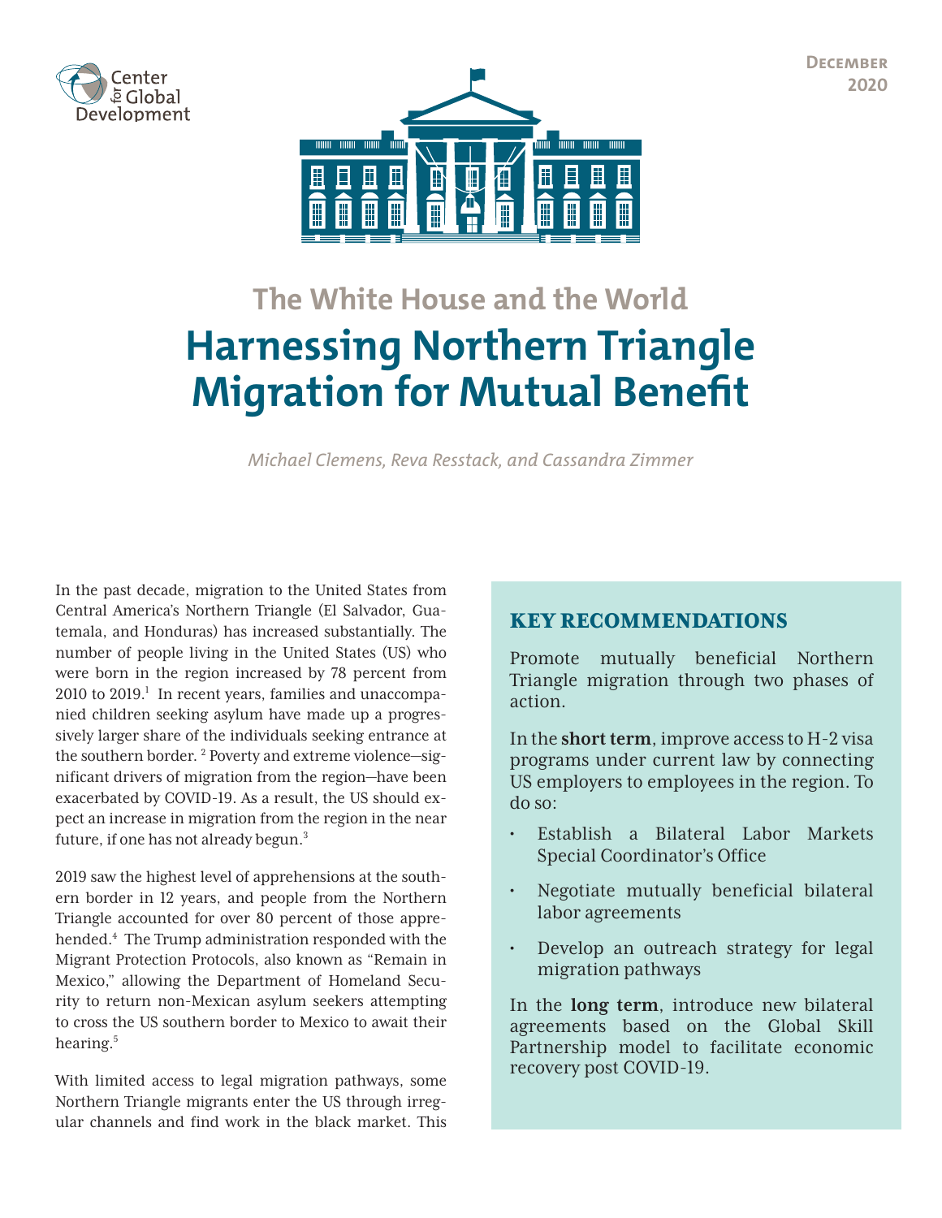Center for Global Development

December 2020

## The White House and the World

# Harnessing Northern Triangle Migration for Mutual Benefit

*Michael Clemens, Reva Resstack, and Cassandra Zimmer*

In the past decade, migration to the United States from Central America's Northern Triangle (El Salvador, Guatemala, and Honduras) has increased substantially. The number of people living in the United States (US) who were born in the region increased by 78 percent from 2010 to 2019.[1] In recent years, families and unaccompanied children seeking asylum have made up a progressively larger share of the individuals seeking entrance at the southern border.[2] Poverty and extreme violence—significant drivers of migration from the region—have been exacerbated by COVID-19. As a result, the US should expect an increase in migration from the region in the near future, if one has not already begun.[3]

2019 saw the highest level of apprehensions at the southern border in 12 years, and people from the Northern Triangle accounted for over 80 percent of those apprehended.[4] The Trump administration responded with the Migrant Protection Protocols, also known as "Remain in Mexico," allowing the Department of Homeland Security to return non-Mexican asylum seekers attempting to cross the US southern border to Mexico to await their hearing.[5]

With limited access to legal migration pathways, some Northern Triangle migrants enter the US through irregular channels and find work in the black market. This

### KEY RECOMMENDATIONS

Promote mutually beneficial Northern Triangle migration through two phases of action.

In the **short term**, improve access to H-2 visa programs under current law by connecting US employers to employees in the region. To do so:

- Establish a Bilateral Labor Markets Special Coordinator's Office
- Negotiate mutually beneficial bilateral labor agreements
- Develop an outreach strategy for legal migration pathways

In the **long term**, introduce new bilateral agreements based on the Global Skill Partnership model to facilitate economic recovery post COVID-19.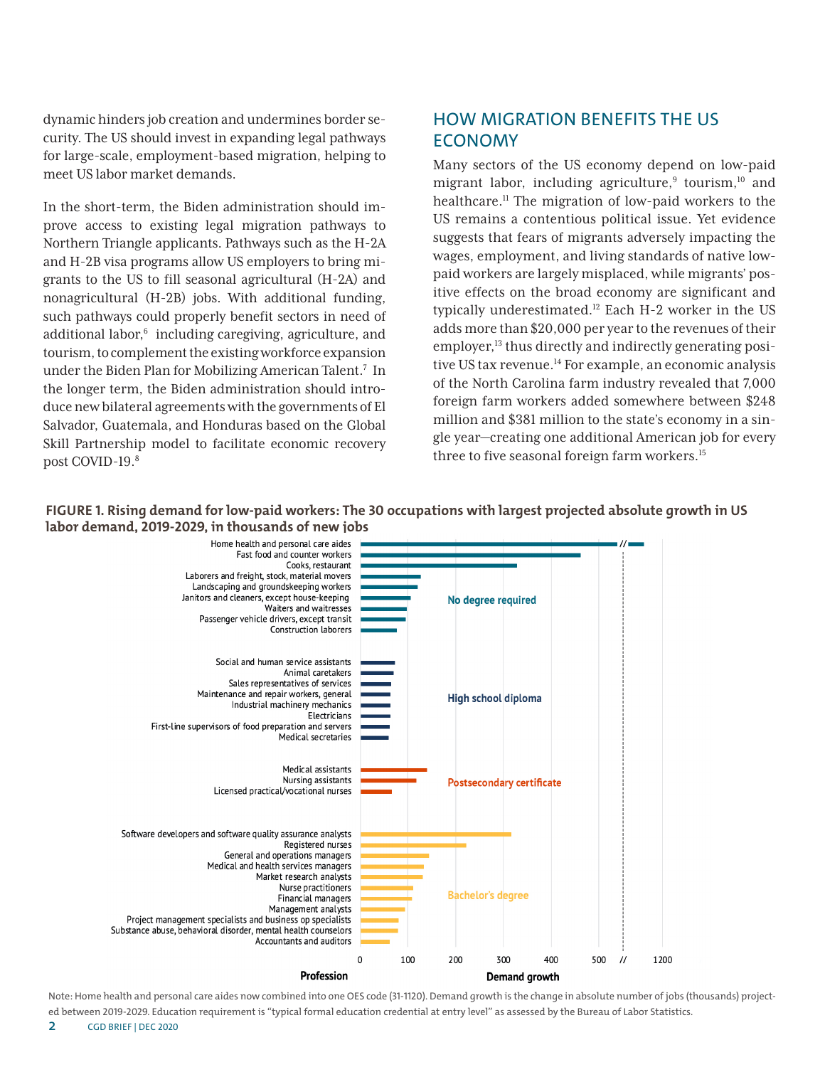dynamic hinders job creation and undermines border security. The US should invest in expanding legal pathways for large-scale, employment-based migration, helping to meet US labor market demands.

In the short-term, the Biden administration should improve access to existing legal migration pathways to Northern Triangle applicants. Pathways such as the H-2A and H-2B visa programs allow US employers to bring migrants to the US to fill seasonal agricultural (H-2A) and nonagricultural (H-2B) jobs. With additional funding, such pathways could properly benefit sectors in need of additional labor,[6] including caregiving, agriculture, and tourism, to complement the existing workforce expansion under the Biden Plan for Mobilizing American Talent.[7] In the longer term, the Biden administration should introduce new bilateral agreements with the governments of El Salvador, Guatemala, and Honduras based on the Global Skill Partnership model to facilitate economic recovery post COVID-19.[8]

## HOW MIGRATION BENEFITS THE US ECONOMY

Many sectors of the US economy depend on low-paid migrant labor, including agriculture,[9] tourism,[10] and healthcare.[11] The migration of low-paid workers to the US remains a contentious political issue. Yet evidence suggests that fears of migrants adversely impacting the wages, employment, and living standards of native low-paid workers are largely misplaced, while migrants' positive effects on the broad economy are significant and typically underestimated.[12] Each H-2 worker in the US adds more than $20,000 per year to the revenues of their employer,[13] thus directly and indirectly generating positive US tax revenue.[14] For example, an economic analysis of the North Carolina farm industry revealed that 7,000 foreign farm workers added somewhere between $248 million and $381 million to the state's economy in a single year—creating one additional American job for every three to five seasonal foreign farm workers.[15]

**FIGURE 1. Rising demand for low-paid workers: The 30 occupations with largest projected absolute growth in US labor demand, 2019-2029, in thousands of new jobs**

| Profession | Education requirement |
|---|---|
| Home health and personal care aides | No degree required |
| Fast food and counter workers | No degree required |
| Cooks, restaurant | No degree required |
| Laborers and freight, stock, material movers | No degree required |
| Landscaping and groundskeeping workers | No degree required |
| Janitors and cleaners, except house-keeping | No degree required |
| Waiters and waitresses | No degree required |
| Passenger vehicle drivers, except transit | No degree required |
| Construction laborers | No degree required |
| Social and human service assistants | High school diploma |
| Animal caretakers | High school diploma |
| Sales representatives of services | High school diploma |
| Maintenance and repair workers, general | High school diploma |
| Industrial machinery mechanics | High school diploma |
| Electricians | High school diploma |
| First-line supervisors of food preparation and servers | High school diploma |
| Medical secretaries | High school diploma |
| Medical assistants | Postsecondary certificate |
| Nursing assistants | Postsecondary certificate |
| Licensed practical/vocational nurses | Postsecondary certificate |
| Software developers and software quality assurance analysts | Bachelor's degree |
| Registered nurses | Bachelor's degree |
| General and operations managers | Bachelor's degree |
| Medical and health services managers | Bachelor's degree |
| Market research analysts | Bachelor's degree |
| Nurse practitioners | Bachelor's degree |
| Financial managers | Bachelor's degree |
| Management analysts | Bachelor's degree |
| Project management specialists and business op specialists | Bachelor's degree |
| Substance abuse, behavioral disorder, mental health counselors | Bachelor's degree |
| Accountants and auditors | Bachelor's degree |

Demand growth axis: 0, 100, 200, 300, 400, 500, //, 1200

Note: Home health and personal care aides now combined into one OES code (31-1120). Demand growth is the change in absolute number of jobs (thousands) projected between 2019-2029. Education requirement is "typical formal education credential at entry level" as assessed by the Bureau of Labor Statistics.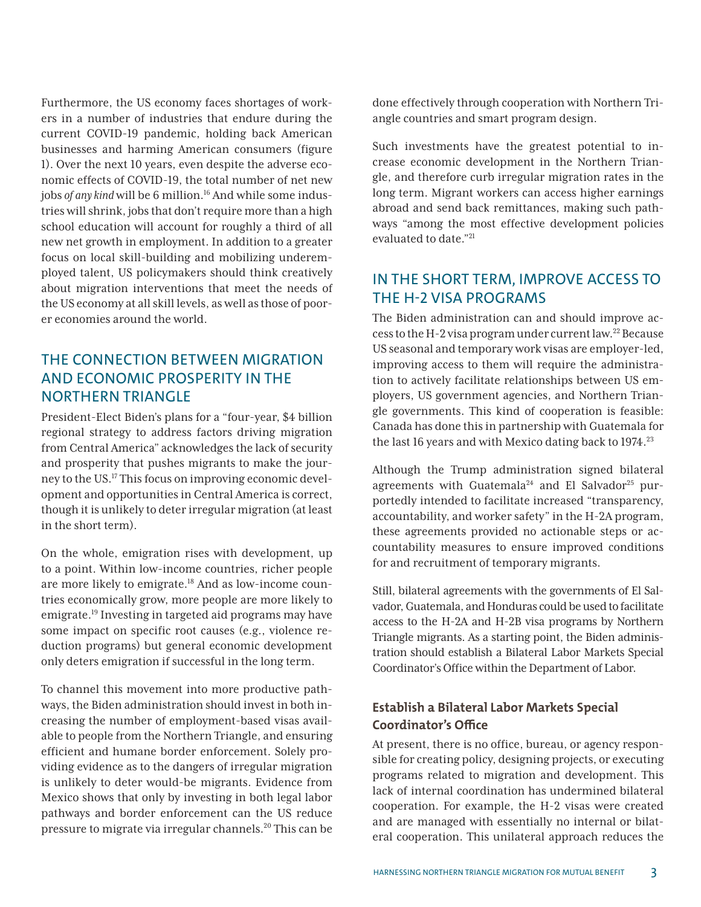Furthermore, the US economy faces shortages of workers in a number of industries that endure during the current COVID-19 pandemic, holding back American businesses and harming American consumers (figure 1). Over the next 10 years, even despite the adverse economic effects of COVID-19, the total number of net new jobs *of any kind* will be 6 million.[16] And while some industries will shrink, jobs that don't require more than a high school education will account for roughly a third of all new net growth in employment. In addition to a greater focus on local skill-building and mobilizing underemployed talent, US policymakers should think creatively about migration interventions that meet the needs of the US economy at all skill levels, as well as those of poorer economies around the world.

## THE CONNECTION BETWEEN MIGRATION AND ECONOMIC PROSPERITY IN THE NORTHERN TRIANGLE

President-Elect Biden's plans for a "four-year, $4 billion regional strategy to address factors driving migration from Central America" acknowledges the lack of security and prosperity that pushes migrants to make the journey to the US.[17] This focus on improving economic development and opportunities in Central America is correct, though it is unlikely to deter irregular migration (at least in the short term).

On the whole, emigration rises with development, up to a point. Within low-income countries, richer people are more likely to emigrate.[18] And as low-income countries economically grow, more people are more likely to emigrate.[19] Investing in targeted aid programs may have some impact on specific root causes (e.g., violence reduction programs) but general economic development only deters emigration if successful in the long term.

To channel this movement into more productive pathways, the Biden administration should invest in both increasing the number of employment-based visas available to people from the Northern Triangle, and ensuring efficient and humane border enforcement. Solely providing evidence as to the dangers of irregular migration is unlikely to deter would-be migrants. Evidence from Mexico shows that only by investing in both legal labor pathways and border enforcement can the US reduce pressure to migrate via irregular channels.[20] This can be done effectively through cooperation with Northern Triangle countries and smart program design.

Such investments have the greatest potential to increase economic development in the Northern Triangle, and therefore curb irregular migration rates in the long term. Migrant workers can access higher earnings abroad and send back remittances, making such pathways "among the most effective development policies evaluated to date."[21]

## IN THE SHORT TERM, IMPROVE ACCESS TO THE H-2 VISA PROGRAMS

The Biden administration can and should improve access to the H-2 visa program under current law.[22] Because US seasonal and temporary work visas are employer-led, improving access to them will require the administration to actively facilitate relationships between US employers, US government agencies, and Northern Triangle governments. This kind of cooperation is feasible: Canada has done this in partnership with Guatemala for the last 16 years and with Mexico dating back to 1974.[23]

Although the Trump administration signed bilateral agreements with Guatemala[24] and El Salvador[25] purportedly intended to facilitate increased "transparency, accountability, and worker safety" in the H-2A program, these agreements provided no actionable steps or accountability measures to ensure improved conditions for and recruitment of temporary migrants.

Still, bilateral agreements with the governments of El Salvador, Guatemala, and Honduras could be used to facilitate access to the H-2A and H-2B visa programs by Northern Triangle migrants. As a starting point, the Biden administration should establish a Bilateral Labor Markets Special Coordinator's Office within the Department of Labor.

### Establish a Bilateral Labor Markets Special Coordinator's Office

At present, there is no office, bureau, or agency responsible for creating policy, designing projects, or executing programs related to migration and development. This lack of internal coordination has undermined bilateral cooperation. For example, the H-2 visas were created and are managed with essentially no internal or bilateral cooperation. This unilateral approach reduces the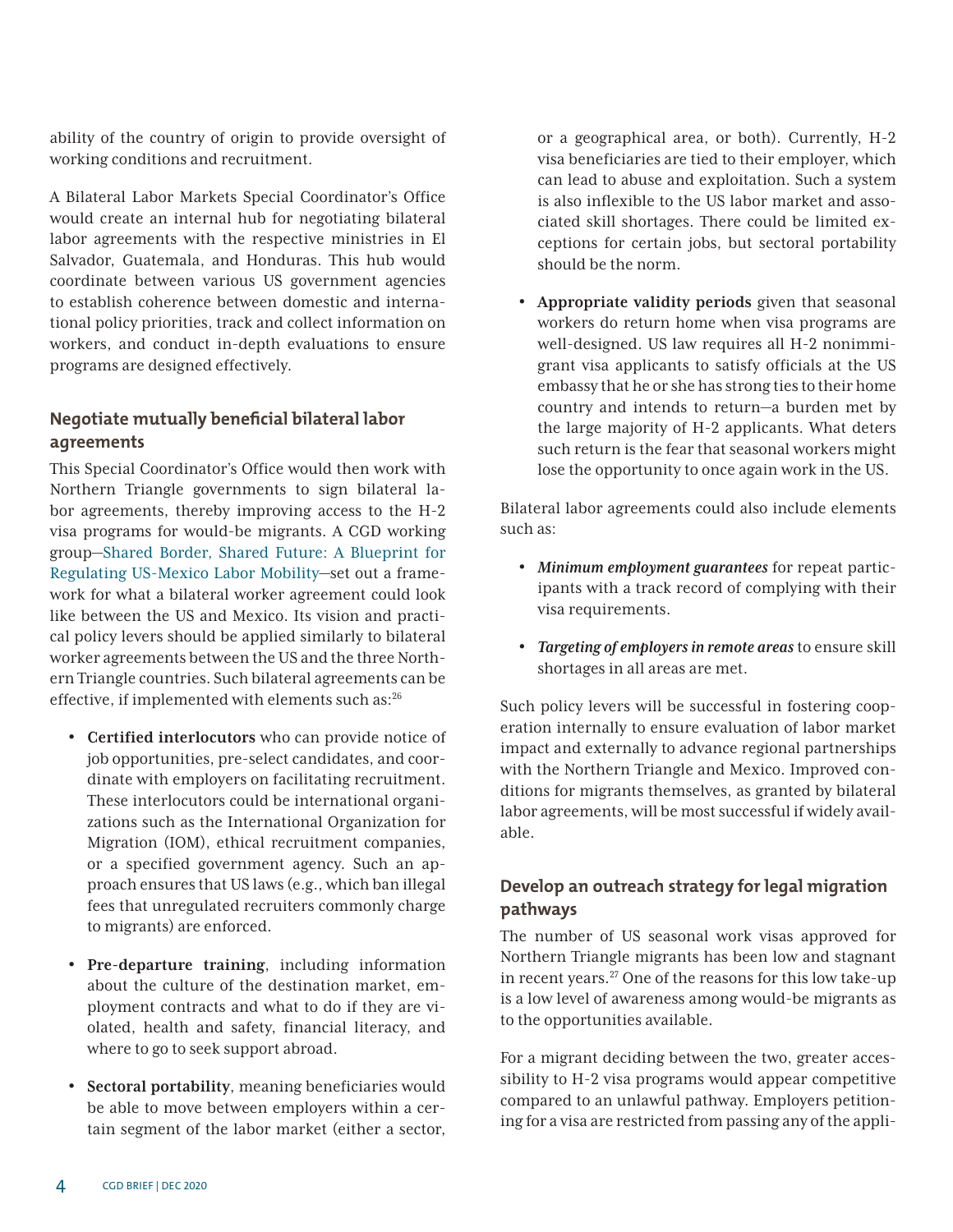ability of the country of origin to provide oversight of working conditions and recruitment.

A Bilateral Labor Markets Special Coordinator's Office would create an internal hub for negotiating bilateral labor agreements with the respective ministries in El Salvador, Guatemala, and Honduras. This hub would coordinate between various US government agencies to establish coherence between domestic and international policy priorities, track and collect information on workers, and conduct in-depth evaluations to ensure programs are designed effectively.

### Negotiate mutually beneficial bilateral labor agreements

This Special Coordinator's Office would then work with Northern Triangle governments to sign bilateral labor agreements, thereby improving access to the H-2 visa programs for would-be migrants. A CGD working group—Shared Border, Shared Future: A Blueprint for Regulating US-Mexico Labor Mobility—set out a framework for what a bilateral worker agreement could look like between the US and Mexico. Its vision and practical policy levers should be applied similarly to bilateral worker agreements between the US and the three Northern Triangle countries. Such bilateral agreements can be effective, if implemented with elements such as:[26]

- **Certified interlocutors** who can provide notice of job opportunities, pre-select candidates, and coordinate with employers on facilitating recruitment. These interlocutors could be international organizations such as the International Organization for Migration (IOM), ethical recruitment companies, or a specified government agency. Such an approach ensures that US laws (e.g., which ban illegal fees that unregulated recruiters commonly charge to migrants) are enforced.
- **Pre-departure training**, including information about the culture of the destination market, employment contracts and what to do if they are violated, health and safety, financial literacy, and where to go to seek support abroad.
- **Sectoral portability**, meaning beneficiaries would be able to move between employers within a certain segment of the labor market (either a sector, or a geographical area, or both). Currently, H-2 visa beneficiaries are tied to their employer, which can lead to abuse and exploitation. Such a system is also inflexible to the US labor market and associated skill shortages. There could be limited exceptions for certain jobs, but sectoral portability should be the norm.
- **Appropriate validity periods** given that seasonal workers do return home when visa programs are well-designed. US law requires all H-2 nonimmigrant visa applicants to satisfy officials at the US embassy that he or she has strong ties to their home country and intends to return—a burden met by the large majority of H-2 applicants. What deters such return is the fear that seasonal workers might lose the opportunity to once again work in the US.

Bilateral labor agreements could also include elements such as:

- ***Minimum employment guarantees*** for repeat participants with a track record of complying with their visa requirements.
- ***Targeting of employers in remote areas*** to ensure skill shortages in all areas are met.

Such policy levers will be successful in fostering cooperation internally to ensure evaluation of labor market impact and externally to advance regional partnerships with the Northern Triangle and Mexico. Improved conditions for migrants themselves, as granted by bilateral labor agreements, will be most successful if widely available.

### Develop an outreach strategy for legal migration pathways

The number of US seasonal work visas approved for Northern Triangle migrants has been low and stagnant in recent years.[27] One of the reasons for this low take-up is a low level of awareness among would-be migrants as to the opportunities available.

For a migrant deciding between the two, greater accessibility to H-2 visa programs would appear competitive compared to an unlawful pathway. Employers petitioning for a visa are restricted from passing any of the appli-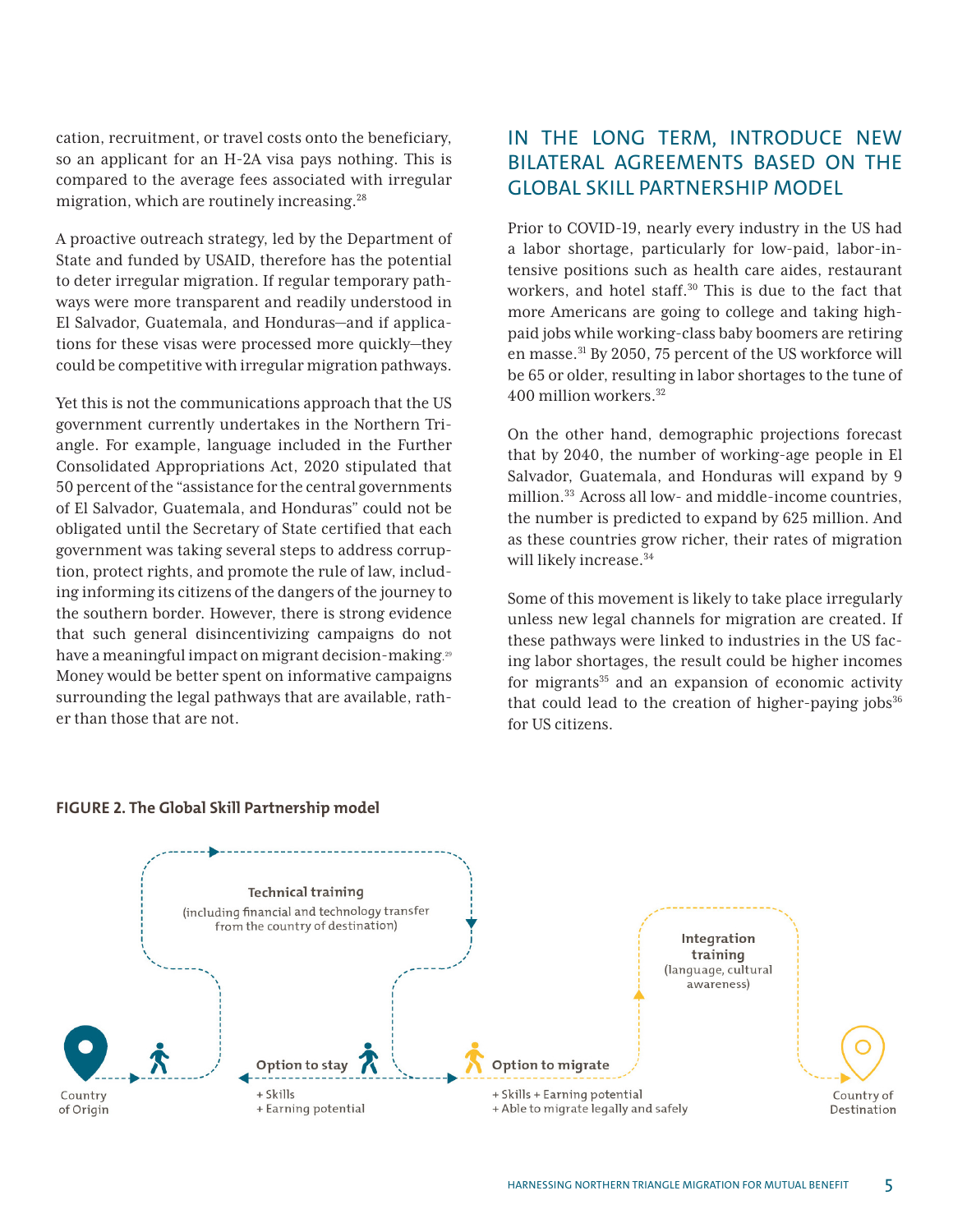cation, recruitment, or travel costs onto the beneficiary, so an applicant for an H-2A visa pays nothing. This is compared to the average fees associated with irregular migration, which are routinely increasing.[28]

A proactive outreach strategy, led by the Department of State and funded by USAID, therefore has the potential to deter irregular migration. If regular temporary pathways were more transparent and readily understood in El Salvador, Guatemala, and Honduras—and if applications for these visas were processed more quickly—they could be competitive with irregular migration pathways.

Yet this is not the communications approach that the US government currently undertakes in the Northern Triangle. For example, language included in the Further Consolidated Appropriations Act, 2020 stipulated that 50 percent of the "assistance for the central governments of El Salvador, Guatemala, and Honduras" could not be obligated until the Secretary of State certified that each government was taking several steps to address corruption, protect rights, and promote the rule of law, including informing its citizens of the dangers of the journey to the southern border. However, there is strong evidence that such general disincentivizing campaigns do not have a meaningful impact on migrant decision-making.[29] Money would be better spent on informative campaigns surrounding the legal pathways that are available, rather than those that are not.

## IN THE LONG TERM, INTRODUCE NEW BILATERAL AGREEMENTS BASED ON THE GLOBAL SKILL PARTNERSHIP MODEL

Prior to COVID-19, nearly every industry in the US had a labor shortage, particularly for low-paid, labor-intensive positions such as health care aides, restaurant workers, and hotel staff.[30] This is due to the fact that more Americans are going to college and taking high-paid jobs while working-class baby boomers are retiring en masse.[31] By 2050, 75 percent of the US workforce will be 65 or older, resulting in labor shortages to the tune of 400 million workers.[32]

On the other hand, demographic projections forecast that by 2040, the number of working-age people in El Salvador, Guatemala, and Honduras will expand by 9 million.[33] Across all low- and middle-income countries, the number is predicted to expand by 625 million. And as these countries grow richer, their rates of migration will likely increase.[34]

Some of this movement is likely to take place irregularly unless new legal channels for migration are created. If these pathways were linked to industries in the US facing labor shortages, the result could be higher incomes for migrants[35] and an expansion of economic activity that could lead to the creation of higher-paying jobs[36] for US citizens.

**FIGURE 2. The Global Skill Partnership model**

Country of Origin

Technical training (including financial and technology transfer from the country of destination)

Option to stay
+ Skills
+ Earning potential

Option to migrate
+ Skills + Earning potential
+ Able to migrate legally and safely

Integration training (language, cultural awareness)

Country of Destination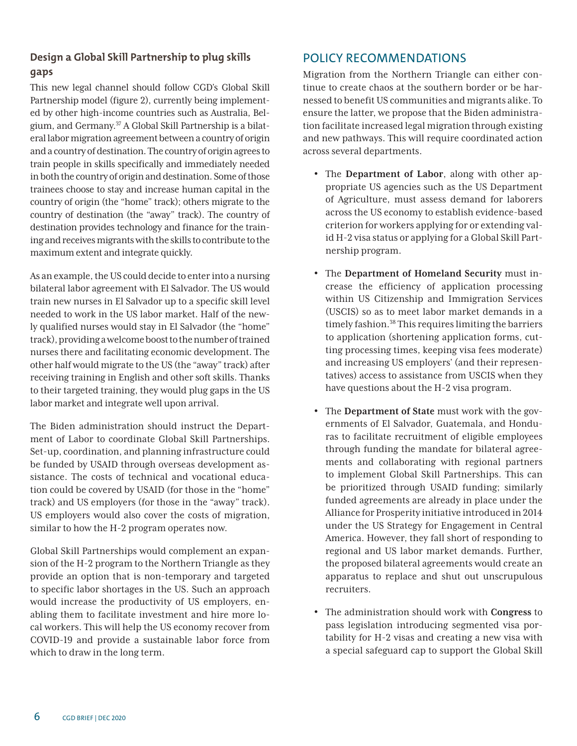### Design a Global Skill Partnership to plug skills gaps

This new legal channel should follow CGD's Global Skill Partnership model (figure 2), currently being implemented by other high-income countries such as Australia, Belgium, and Germany.[37] A Global Skill Partnership is a bilateral labor migration agreement between a country of origin and a country of destination. The country of origin agrees to train people in skills specifically and immediately needed in both the country of origin and destination. Some of those trainees choose to stay and increase human capital in the country of origin (the "home" track); others migrate to the country of destination (the "away" track). The country of destination provides technology and finance for the training and receives migrants with the skills to contribute to the maximum extent and integrate quickly.

As an example, the US could decide to enter into a nursing bilateral labor agreement with El Salvador. The US would train new nurses in El Salvador up to a specific skill level needed to work in the US labor market. Half of the newly qualified nurses would stay in El Salvador (the "home" track), providing a welcome boost to the number of trained nurses there and facilitating economic development. The other half would migrate to the US (the "away" track) after receiving training in English and other soft skills. Thanks to their targeted training, they would plug gaps in the US labor market and integrate well upon arrival.

The Biden administration should instruct the Department of Labor to coordinate Global Skill Partnerships. Set-up, coordination, and planning infrastructure could be funded by USAID through overseas development assistance. The costs of technical and vocational education could be covered by USAID (for those in the "home" track) and US employers (for those in the "away" track). US employers would also cover the costs of migration, similar to how the H-2 program operates now.

Global Skill Partnerships would complement an expansion of the H-2 program to the Northern Triangle as they provide an option that is non-temporary and targeted to specific labor shortages in the US. Such an approach would increase the productivity of US employers, enabling them to facilitate investment and hire more local workers. This will help the US economy recover from COVID-19 and provide a sustainable labor force from which to draw in the long term.

## POLICY RECOMMENDATIONS

Migration from the Northern Triangle can either continue to create chaos at the southern border or be harnessed to benefit US communities and migrants alike. To ensure the latter, we propose that the Biden administration facilitate increased legal migration through existing and new pathways. This will require coordinated action across several departments.

- The **Department of Labor**, along with other appropriate US agencies such as the US Department of Agriculture, must assess demand for laborers across the US economy to establish evidence-based criterion for workers applying for or extending valid H-2 visa status or applying for a Global Skill Partnership program.
- The **Department of Homeland Security** must increase the efficiency of application processing within US Citizenship and Immigration Services (USCIS) so as to meet labor market demands in a timely fashion.[38] This requires limiting the barriers to application (shortening application forms, cutting processing times, keeping visa fees moderate) and increasing US employers' (and their representatives) access to assistance from USCIS when they have questions about the H-2 visa program.
- The **Department of State** must work with the governments of El Salvador, Guatemala, and Honduras to facilitate recruitment of eligible employees through funding the mandate for bilateral agreements and collaborating with regional partners to implement Global Skill Partnerships. This can be prioritized through USAID funding; similarly funded agreements are already in place under the Alliance for Prosperity initiative introduced in 2014 under the US Strategy for Engagement in Central America. However, they fall short of responding to regional and US labor market demands. Further, the proposed bilateral agreements would create an apparatus to replace and shut out unscrupulous recruiters.
- The administration should work with **Congress** to pass legislation introducing segmented visa portability for H-2 visas and creating a new visa with a special safeguard cap to support the Global Skill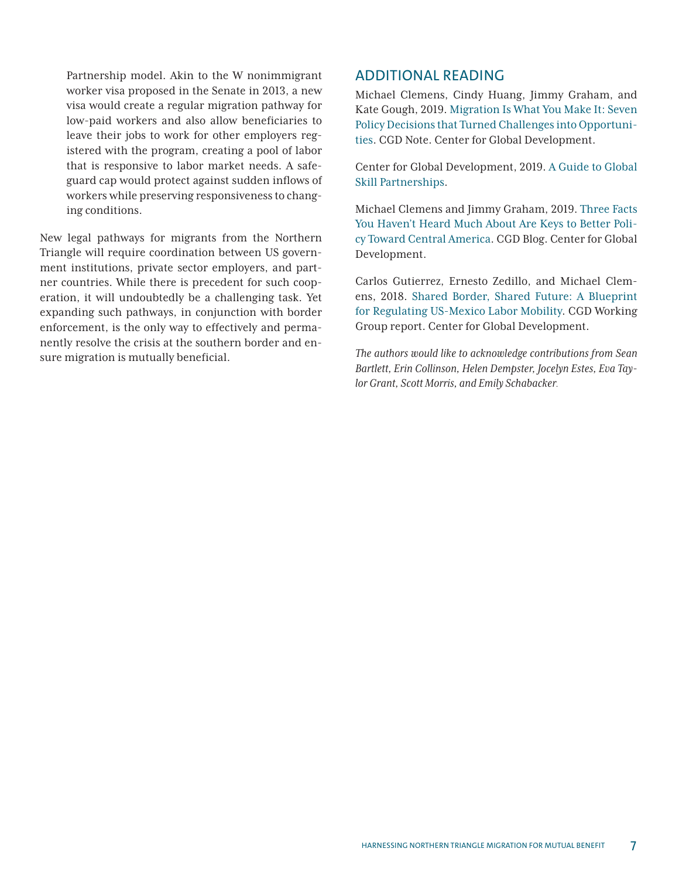Partnership model. Akin to the W nonimmigrant worker visa proposed in the Senate in 2013, a new visa would create a regular migration pathway for low-paid workers and also allow beneficiaries to leave their jobs to work for other employers registered with the program, creating a pool of labor that is responsive to labor market needs. A safeguard cap would protect against sudden inflows of workers while preserving responsiveness to changing conditions.

New legal pathways for migrants from the Northern Triangle will require coordination between US government institutions, private sector employers, and partner countries. While there is precedent for such cooperation, it will undoubtedly be a challenging task. Yet expanding such pathways, in conjunction with border enforcement, is the only way to effectively and permanently resolve the crisis at the southern border and ensure migration is mutually beneficial.

## ADDITIONAL READING

Michael Clemens, Cindy Huang, Jimmy Graham, and Kate Gough, 2019. Migration Is What You Make It: Seven Policy Decisions that Turned Challenges into Opportunities. CGD Note. Center for Global Development.

Center for Global Development, 2019. A Guide to Global Skill Partnerships.

Michael Clemens and Jimmy Graham, 2019. Three Facts You Haven't Heard Much About Are Keys to Better Policy Toward Central America. CGD Blog. Center for Global Development.

Carlos Gutierrez, Ernesto Zedillo, and Michael Clemens, 2018. Shared Border, Shared Future: A Blueprint for Regulating US-Mexico Labor Mobility. CGD Working Group report. Center for Global Development.

*The authors would like to acknowledge contributions from Sean Bartlett, Erin Collinson, Helen Dempster, Jocelyn Estes, Eva Taylor Grant, Scott Morris, and Emily Schabacker.*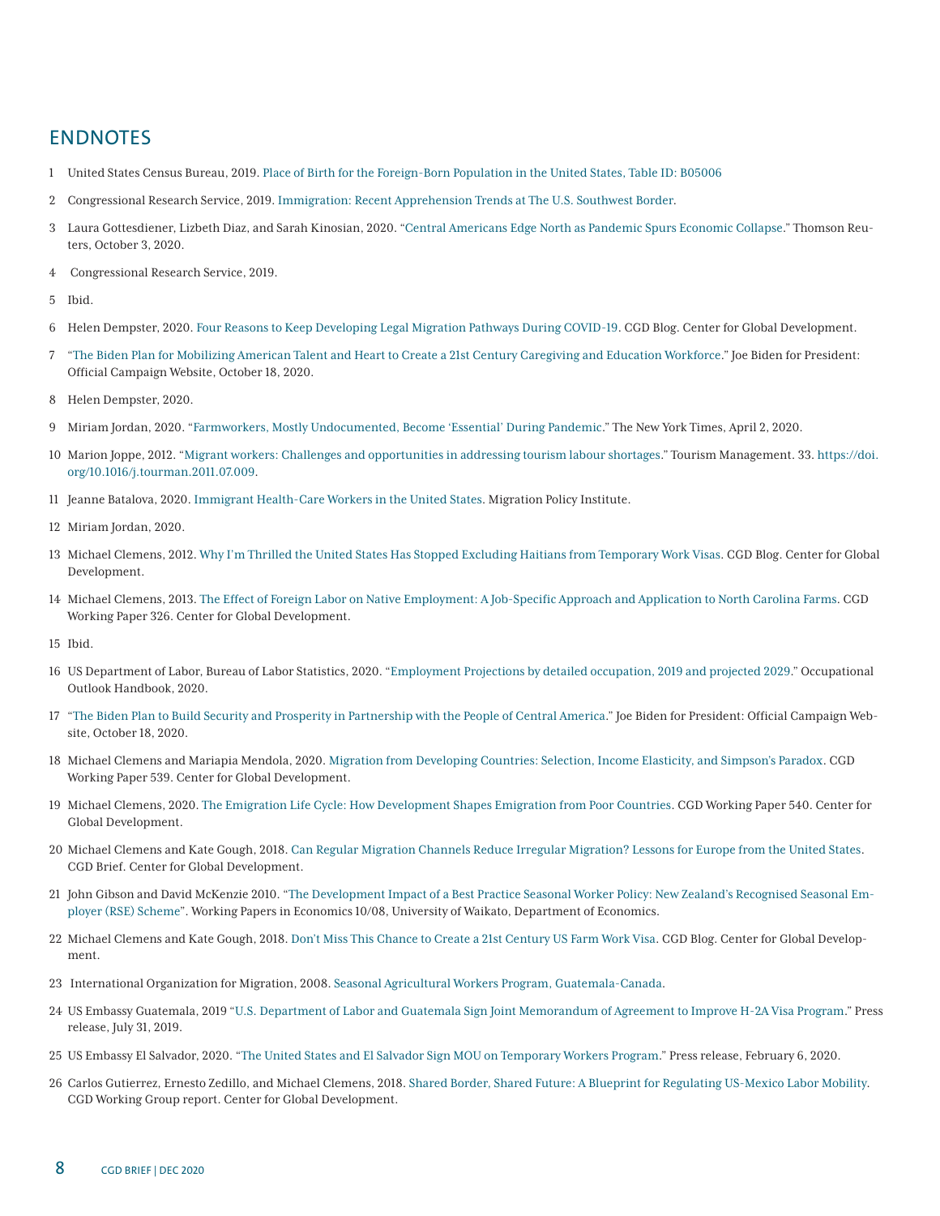## ENDNOTES

1. United States Census Bureau, 2019. Place of Birth for the Foreign-Born Population in the United States, Table ID: B05006
2. Congressional Research Service, 2019. Immigration: Recent Apprehension Trends at The U.S. Southwest Border.
3. Laura Gottesdiener, Lizbeth Diaz, and Sarah Kinosian, 2020. "Central Americans Edge North as Pandemic Spurs Economic Collapse." Thomson Reuters, October 3, 2020.
4. Congressional Research Service, 2019.
5. Ibid.
6. Helen Dempster, 2020. Four Reasons to Keep Developing Legal Migration Pathways During COVID-19. CGD Blog. Center for Global Development.
7. "The Biden Plan for Mobilizing American Talent and Heart to Create a 21st Century Caregiving and Education Workforce." Joe Biden for President: Official Campaign Website, October 18, 2020.
8. Helen Dempster, 2020.
9. Miriam Jordan, 2020. "Farmworkers, Mostly Undocumented, Become 'Essential' During Pandemic." The New York Times, April 2, 2020.
10. Marion Joppe, 2012. "Migrant workers: Challenges and opportunities in addressing tourism labour shortages." Tourism Management. 33. https://doi.org/10.1016/j.tourman.2011.07.009.
11. Jeanne Batalova, 2020. Immigrant Health-Care Workers in the United States. Migration Policy Institute.
12. Miriam Jordan, 2020.
13. Michael Clemens, 2012. Why I'm Thrilled the United States Has Stopped Excluding Haitians from Temporary Work Visas. CGD Blog. Center for Global Development.
14. Michael Clemens, 2013. The Effect of Foreign Labor on Native Employment: A Job-Specific Approach and Application to North Carolina Farms. CGD Working Paper 326. Center for Global Development.
15. Ibid.
16. US Department of Labor, Bureau of Labor Statistics, 2020. "Employment Projections by detailed occupation, 2019 and projected 2029." Occupational Outlook Handbook, 2020.
17. "The Biden Plan to Build Security and Prosperity in Partnership with the People of Central America." Joe Biden for President: Official Campaign Website, October 18, 2020.
18. Michael Clemens and Mariapia Mendola, 2020. Migration from Developing Countries: Selection, Income Elasticity, and Simpson's Paradox. CGD Working Paper 539. Center for Global Development.
19. Michael Clemens, 2020. The Emigration Life Cycle: How Development Shapes Emigration from Poor Countries. CGD Working Paper 540. Center for Global Development.
20. Michael Clemens and Kate Gough, 2018. Can Regular Migration Channels Reduce Irregular Migration? Lessons for Europe from the United States. CGD Brief. Center for Global Development.
21. John Gibson and David McKenzie 2010. "The Development Impact of a Best Practice Seasonal Worker Policy: New Zealand's Recognised Seasonal Employer (RSE) Scheme". Working Papers in Economics 10/08, University of Waikato, Department of Economics.
22. Michael Clemens and Kate Gough, 2018. Don't Miss This Chance to Create a 21st Century US Farm Work Visa. CGD Blog. Center for Global Development.
23. International Organization for Migration, 2008. Seasonal Agricultural Workers Program, Guatemala-Canada.
24. US Embassy Guatemala, 2019 "U.S. Department of Labor and Guatemala Sign Joint Memorandum of Agreement to Improve H-2A Visa Program." Press release, July 31, 2019.
25. US Embassy El Salvador, 2020. "The United States and El Salvador Sign MOU on Temporary Workers Program." Press release, February 6, 2020.
26. Carlos Gutierrez, Ernesto Zedillo, and Michael Clemens, 2018. Shared Border, Shared Future: A Blueprint for Regulating US-Mexico Labor Mobility. CGD Working Group report. Center for Global Development.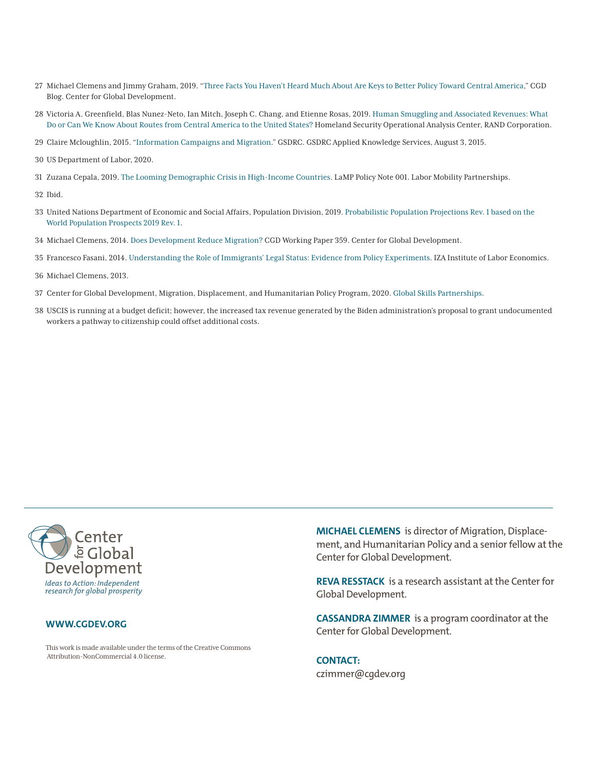27 Michael Clemens and Jimmy Graham, 2019. "Three Facts You Haven't Heard Much About Are Keys to Better Policy Toward Central America," CGD Blog. Center for Global Development.

28 Victoria A. Greenfield, Blas Nunez-Neto, Ian Mitch, Joseph C. Chang, and Etienne Rosas, 2019. Human Smuggling and Associated Revenues: What Do or Can We Know About Routes from Central America to the United States? Homeland Security Operational Analysis Center, RAND Corporation.

29 Claire Mcloughlin, 2015. "Information Campaigns and Migration." GSDRC. GSDRC Applied Knowledge Services, August 3, 2015.

30 US Department of Labor, 2020.

31 Zuzana Cepala, 2019. The Looming Demographic Crisis in High-Income Countries. LaMP Policy Note 001. Labor Mobility Partnerships.

32 Ibid.

33 United Nations Department of Economic and Social Affairs, Population Division, 2019. Probabilistic Population Projections Rev. 1 based on the World Population Prospects 2019 Rev. 1.

34 Michael Clemens, 2014. Does Development Reduce Migration? CGD Working Paper 359. Center for Global Development.

35 Francesco Fasani, 2014. Understanding the Role of Immigrants' Legal Status: Evidence from Policy Experiments. IZA Institute of Labor Economics.

36 Michael Clemens, 2013.

37 Center for Global Development, Migration, Displacement, and Humanitarian Policy Program, 2020. Global Skills Partnerships.

38 USCIS is running at a budget deficit; however, the increased tax revenue generated by the Biden administration's proposal to grant undocumented workers a pathway to citizenship could offset additional costs.

---

Center for Global Development

*Ideas to Action: Independent research for global prosperity*

**WWW.CGDEV.ORG**

This work is made available under the terms of the Creative Commons Attribution-NonCommercial 4.0 license.

**MICHAEL CLEMENS** is director of Migration, Displacement, and Humanitarian Policy and a senior fellow at the Center for Global Development.

**REVA RESSTACK** is a research assistant at the Center for Global Development.

**CASSANDRA ZIMMER** is a program coordinator at the Center for Global Development.

**CONTACT:**
czimmer@cgdev.org